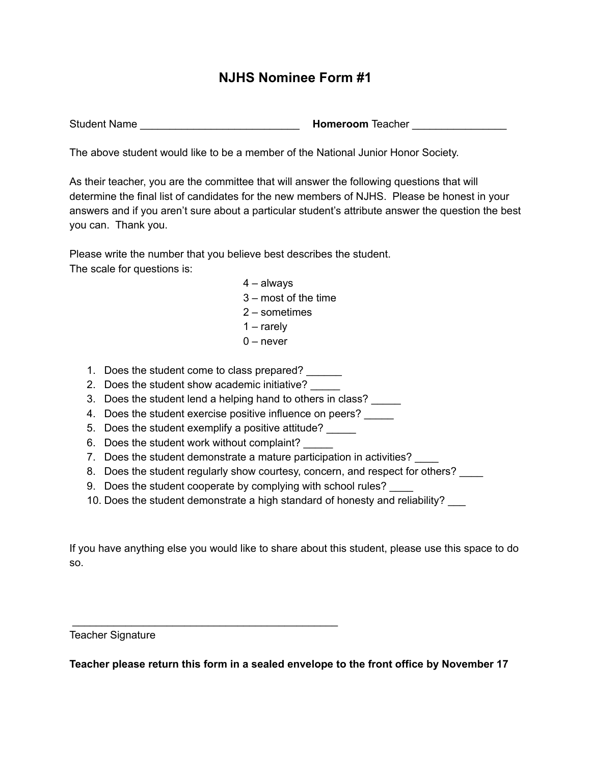# NJHS Nominee Form #1

Student Name ___________________________ **Homeroom** Teacher ________________

The above student would like to be a member of the National Junior Honor Society.

As their teacher, you are the committee that will answer the following questions that will determine the final list of candidates for the new members of NJHS. Please be honest in your answers and if you aren't sure about a particular student's attribute answer the question the best you can. Thank you.

Please write the number that you believe best describes the student.
The scale for questions is:

4 – always
3 – most of the time
2 – sometimes
1 – rarely
0 – never

1. Does the student come to class prepared? ______
2. Does the student show academic initiative? _____
3. Does the student lend a helping hand to others in class? _____
4. Does the student exercise positive influence on peers? _____
5. Does the student exemplify a positive attitude? _____
6. Does the student work without complaint? _____
7. Does the student demonstrate a mature participation in activities? ____
8. Does the student regularly show courtesy, concern, and respect for others? ____
9. Does the student cooperate by complying with school rules? ____
10. Does the student demonstrate a high standard of honesty and reliability? ___

If you have anything else you would like to share about this student, please use this space to do so.

_______________________________________________
Teacher Signature

**Teacher please return this form in a sealed envelope to the front office by November 17**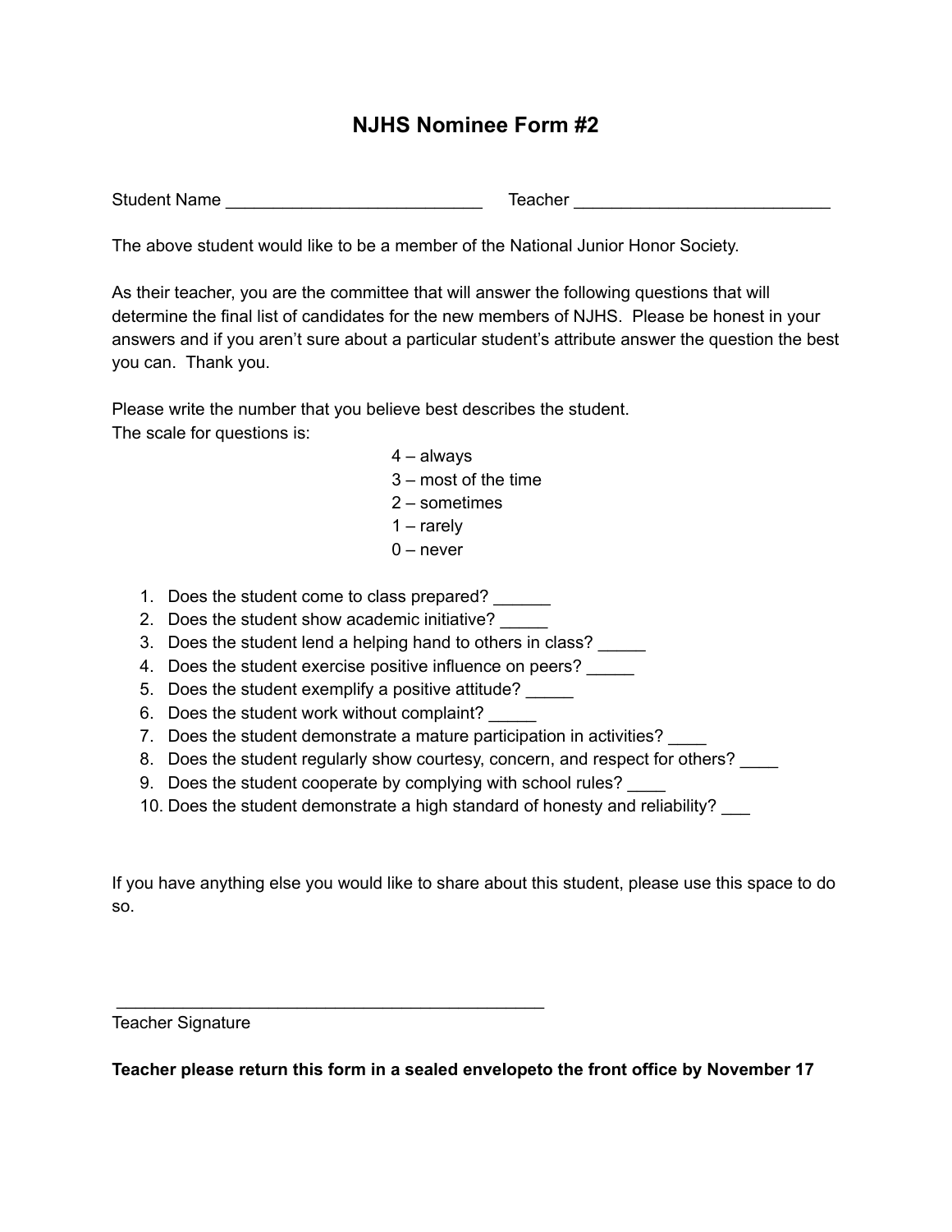# NJHS Nominee Form #2

Student Name ___________________________ Teacher ___________________________

The above student would like to be a member of the National Junior Honor Society.

As their teacher, you are the committee that will answer the following questions that will determine the final list of candidates for the new members of NJHS. Please be honest in your answers and if you aren't sure about a particular student's attribute answer the question the best you can. Thank you.

Please write the number that you believe best describes the student.
The scale for questions is:

4 – always
3 – most of the time
2 – sometimes
1 – rarely
0 – never

1. Does the student come to class prepared? ______
2. Does the student show academic initiative? _____
3. Does the student lend a helping hand to others in class? _____
4. Does the student exercise positive influence on peers? _____
5. Does the student exemplify a positive attitude? _____
6. Does the student work without complaint? _____
7. Does the student demonstrate a mature participation in activities? ____
8. Does the student regularly show courtesy, concern, and respect for others? ____
9. Does the student cooperate by complying with school rules? ____
10. Does the student demonstrate a high standard of honesty and reliability? ___

If you have anything else you would like to share about this student, please use this space to do so.

_______________________________________________
Teacher Signature

**Teacher please return this form in a sealed envelopeto the front office by November 17**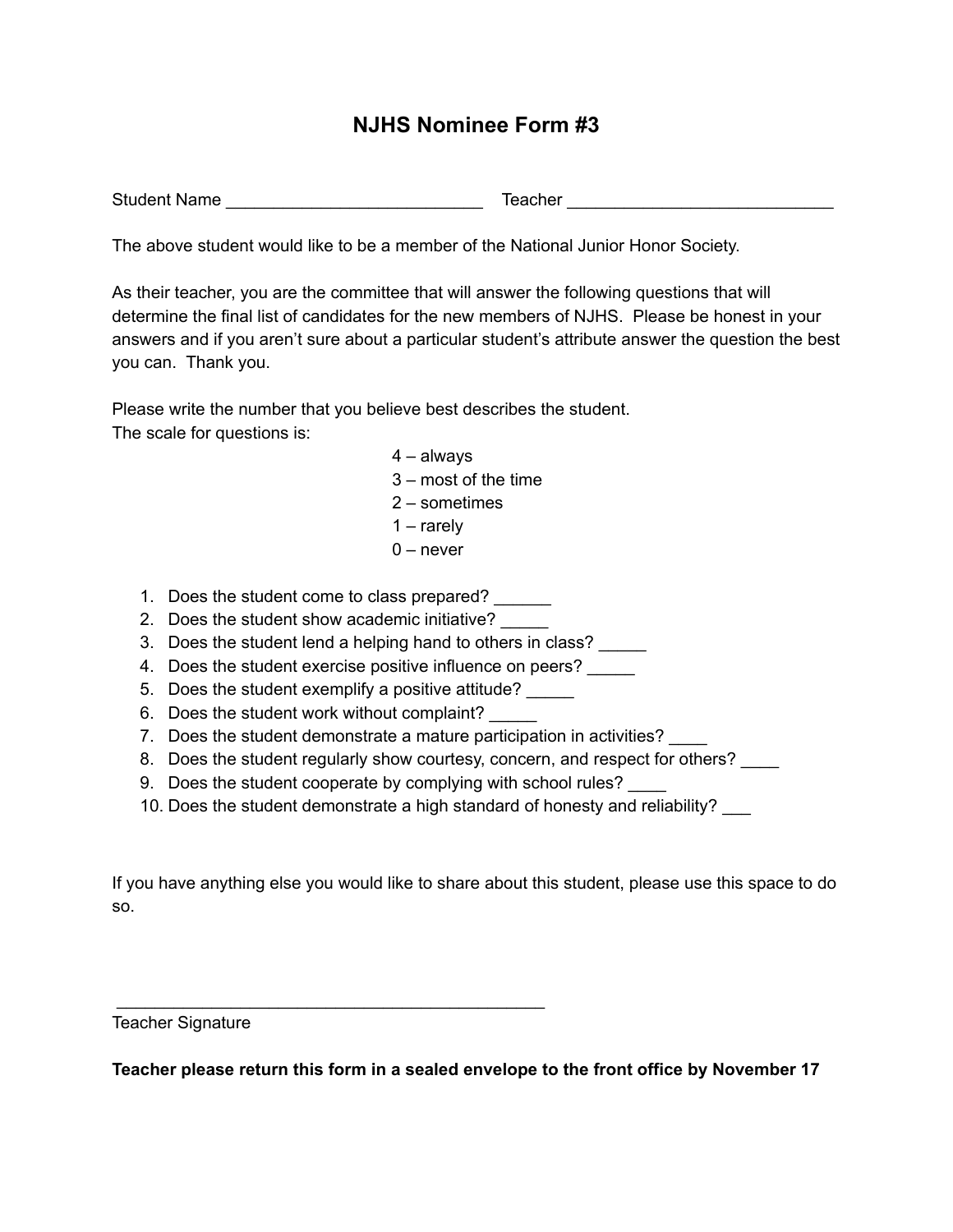# NJHS Nominee Form #3

Student Name ____________________________ Teacher _____________________________

The above student would like to be a member of the National Junior Honor Society.

As their teacher, you are the committee that will answer the following questions that will determine the final list of candidates for the new members of NJHS. Please be honest in your answers and if you aren't sure about a particular student's attribute answer the question the best you can. Thank you.

Please write the number that you believe best describes the student.
The scale for questions is:

4 – always
3 – most of the time
2 – sometimes
1 – rarely
0 – never

1. Does the student come to class prepared? ______
2. Does the student show academic initiative? _____
3. Does the student lend a helping hand to others in class? _____
4. Does the student exercise positive influence on peers? _____
5. Does the student exemplify a positive attitude? _____
6. Does the student work without complaint? _____
7. Does the student demonstrate a mature participation in activities? ____
8. Does the student regularly show courtesy, concern, and respect for others? ____
9. Does the student cooperate by complying with school rules? ____
10. Does the student demonstrate a high standard of honesty and reliability? ___

If you have anything else you would like to share about this student, please use this space to do so.

_______________________________________________
Teacher Signature

**Teacher please return this form in a sealed envelope to the front office by November 17**